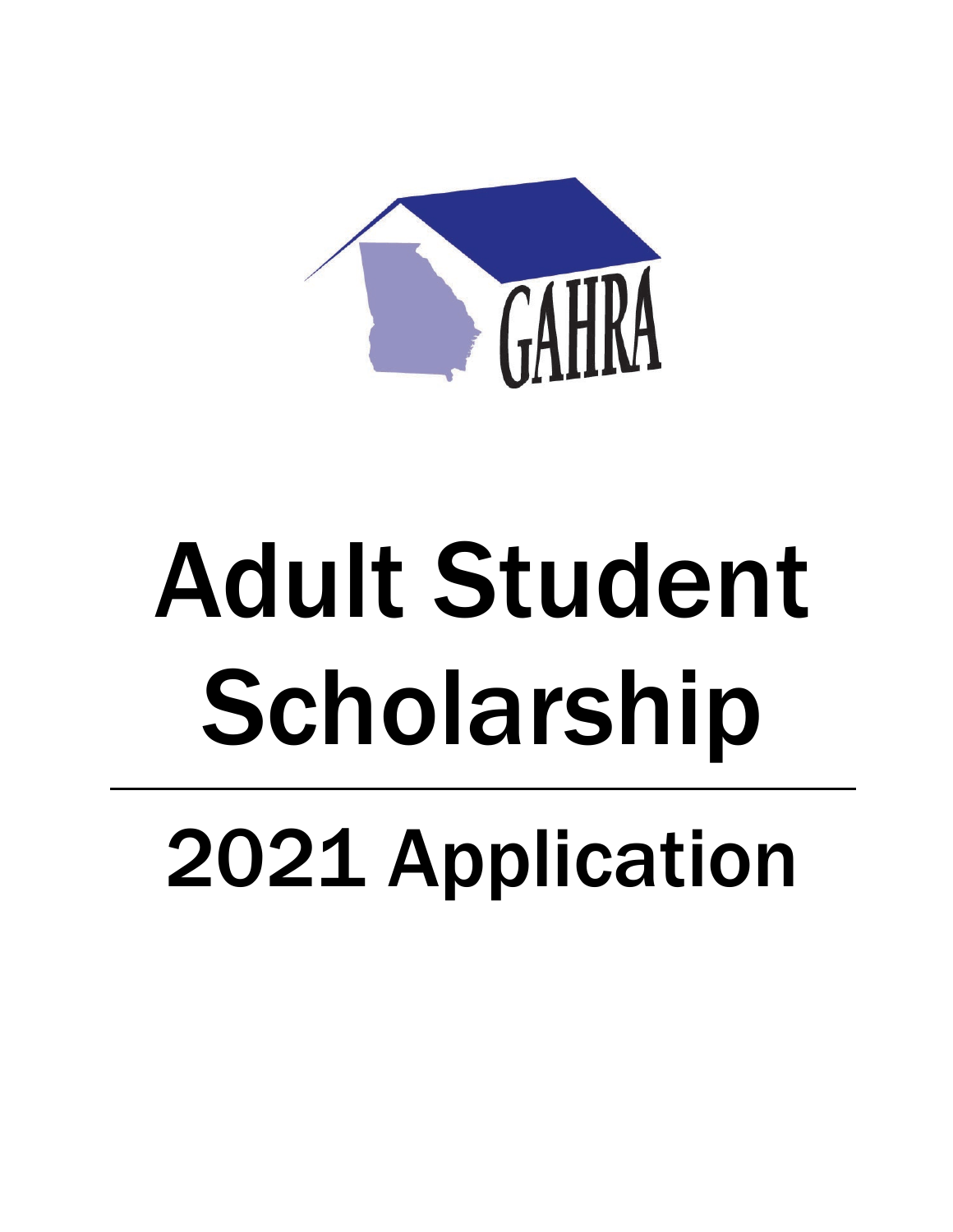GAHRA

# Adult Student Scholarship

---

# 2021 Application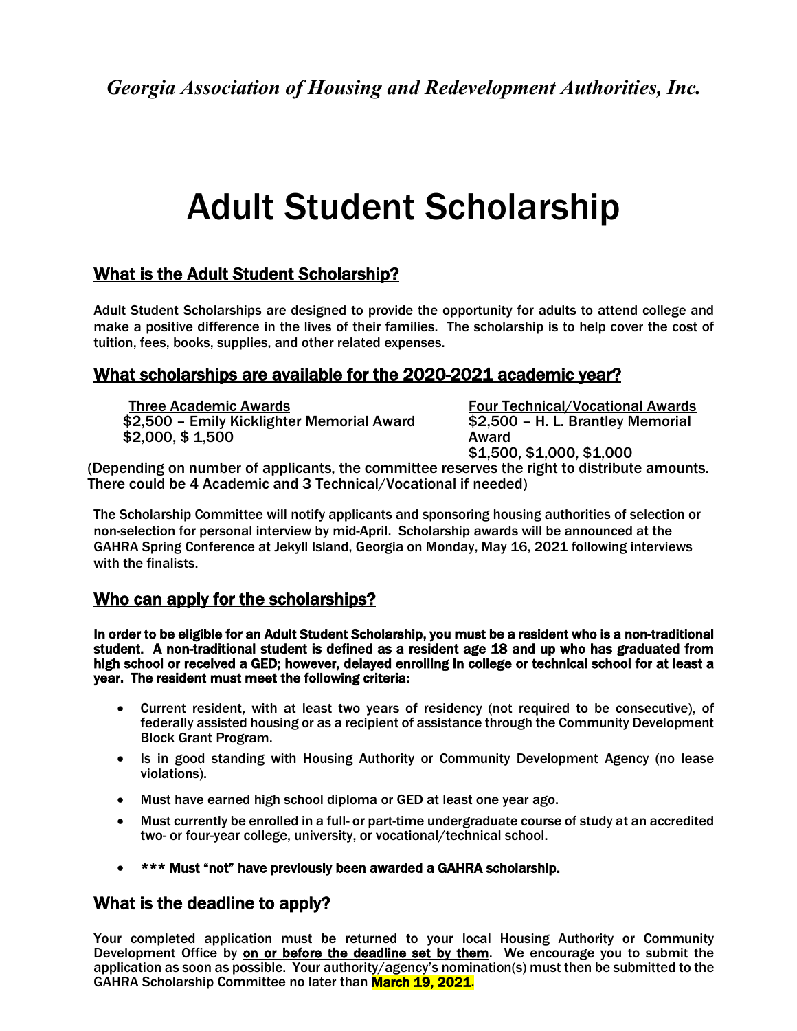*Georgia Association of Housing and Redevelopment Authorities, Inc.*

# Adult Student Scholarship

## What is the Adult Student Scholarship?

Adult Student Scholarships are designed to provide the opportunity for adults to attend college and make a positive difference in the lives of their families. The scholarship is to help cover the cost of tuition, fees, books, supplies, and other related expenses.

## What scholarships are available for the 2020-2021 academic year?

Three Academic Awards
$2,500 – Emily Kicklighter Memorial Award
$2,000, $ 1,500

Four Technical/Vocational Awards
$2,500 – H. L. Brantley Memorial Award
$1,500, $1,000, $1,000

(Depending on number of applicants, the committee reserves the right to distribute amounts. There could be 4 Academic and 3 Technical/Vocational if needed)

The Scholarship Committee will notify applicants and sponsoring housing authorities of selection or non-selection for personal interview by mid-April. Scholarship awards will be announced at the GAHRA Spring Conference at Jekyll Island, Georgia on Monday, May 16, 2021 following interviews with the finalists.

## Who can apply for the scholarships?

**In order to be eligible for an Adult Student Scholarship, you must be a resident who is a non-traditional student. A non-traditional student is defined as a resident age 18 and up who has graduated from high school or received a GED; however, delayed enrolling in college or technical school for at least a year. The resident must meet the following criteria:**

- Current resident, with at least two years of residency (not required to be consecutive), of federally assisted housing or as a recipient of assistance through the Community Development Block Grant Program.
- Is in good standing with Housing Authority or Community Development Agency (no lease violations).
- Must have earned high school diploma or GED at least one year ago.
- Must currently be enrolled in a full- or part-time undergraduate course of study at an accredited two- or four-year college, university, or vocational/technical school.
- **\*\*\* Must "not" have previously been awarded a GAHRA scholarship.**

## What is the deadline to apply?

**Your completed application must be returned to your local Housing Authority or Community Development Office by on or before the deadline set by them. We encourage you to submit the application as soon as possible. Your authority/agency's nomination(s) must then be submitted to the GAHRA Scholarship Committee no later than March 19, 2021.**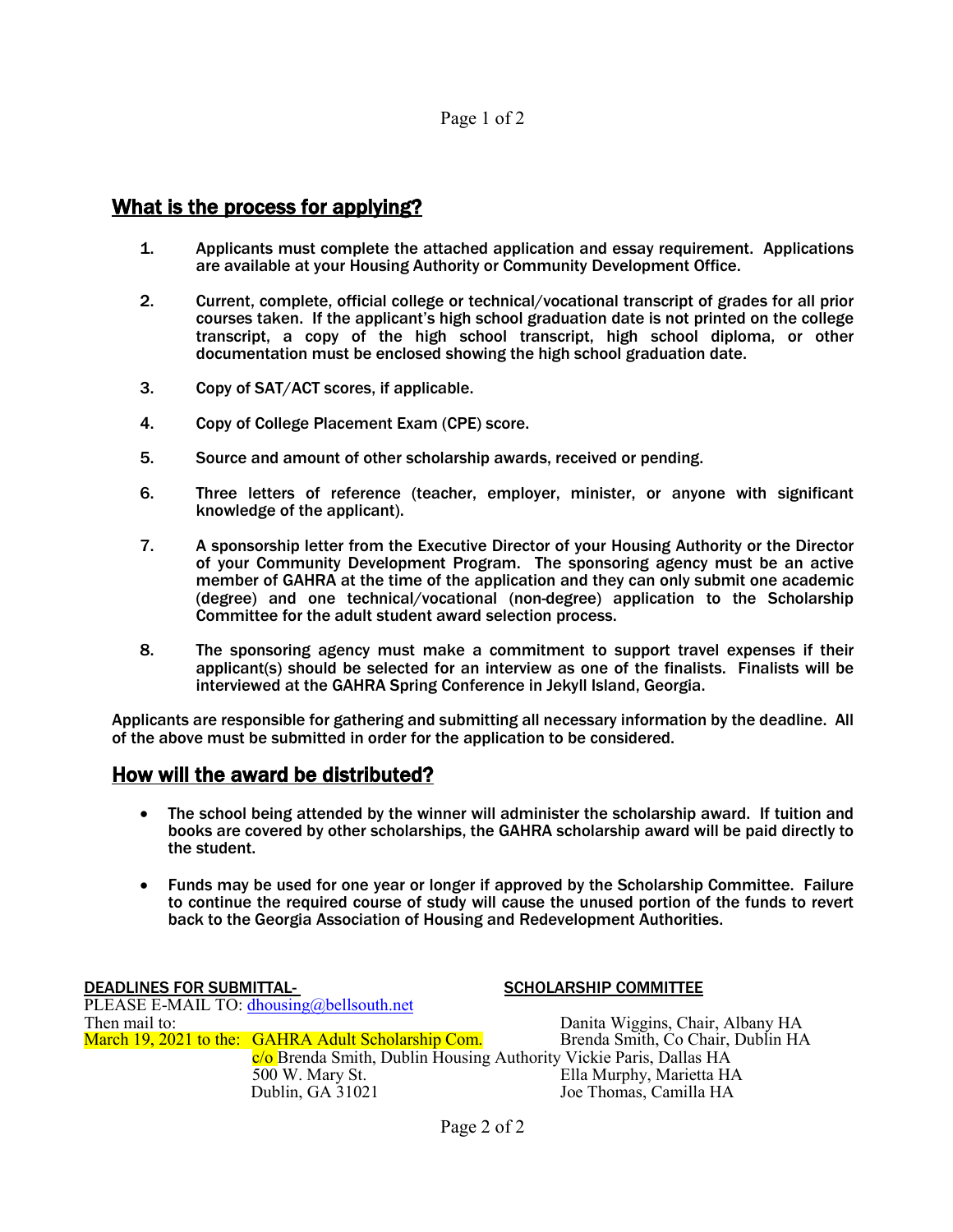## What is the process for applying?

1. Applicants must complete the attached application and essay requirement. Applications are available at your Housing Authority or Community Development Office.

2. Current, complete, official college or technical/vocational transcript of grades for all prior courses taken. If the applicant's high school graduation date is not printed on the college transcript, a copy of the high school transcript, high school diploma, or other documentation must be enclosed showing the high school graduation date.

3. Copy of SAT/ACT scores, if applicable.

4. Copy of College Placement Exam (CPE) score.

5. Source and amount of other scholarship awards, received or pending.

6. Three letters of reference (teacher, employer, minister, or anyone with significant knowledge of the applicant).

7. A sponsorship letter from the Executive Director of your Housing Authority or the Director of your Community Development Program. The sponsoring agency must be an active member of GAHRA at the time of the application and they can only submit one academic (degree) and one technical/vocational (non-degree) application to the Scholarship Committee for the adult student award selection process.

8. The sponsoring agency must make a commitment to support travel expenses if their applicant(s) should be selected for an interview as one of the finalists. Finalists will be interviewed at the GAHRA Spring Conference in Jekyll Island, Georgia.

Applicants are responsible for gathering and submitting all necessary information by the deadline. All of the above must be submitted in order for the application to be considered.

## How will the award be distributed?

- The school being attended by the winner will administer the scholarship award. If tuition and books are covered by other scholarships, the GAHRA scholarship award will be paid directly to the student.

- Funds may be used for one year or longer if approved by the Scholarship Committee. Failure to continue the required course of study will cause the unused portion of the funds to revert back to the Georgia Association of Housing and Redevelopment Authorities.

**DEADLINES FOR SUBMITTAL-**

PLEASE E-MAIL TO: dhousing@bellsouth.net

Then mail to:

March 19, 2021 to the: GAHRA Adult Scholarship Com.
c/o Brenda Smith, Dublin Housing Authority
500 W. Mary St.
Dublin, GA 31021

**SCHOLARSHIP COMMITTEE**

Danita Wiggins, Chair, Albany HA
Brenda Smith, Co Chair, Dublin HA
Vickie Paris, Dallas HA
Ella Murphy, Marietta HA
Joe Thomas, Camilla HA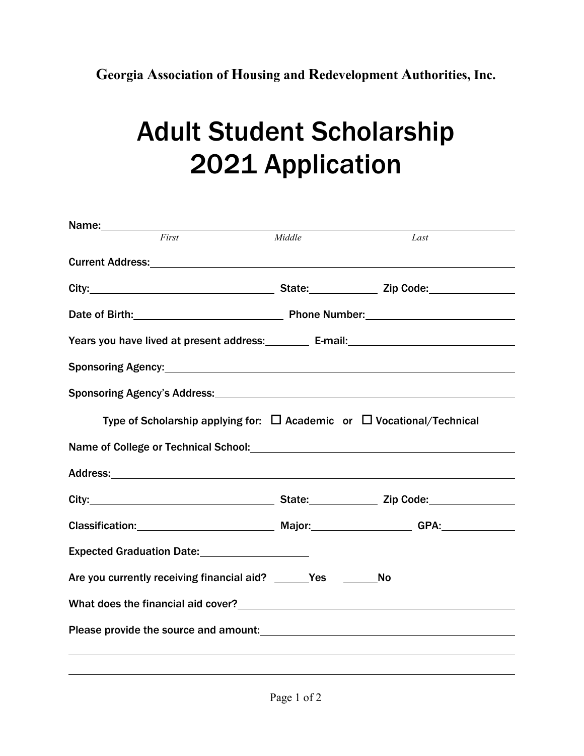**Georgia Association of Housing and Redevelopment Authorities, Inc.**

# Adult Student Scholarship 2021 Application

Name: ________________________________________________
*First* *Middle* *Last*

Current Address: ________________________________________

City: ____________________ State: __________ Zip Code: __________

Date of Birth: ____________________ Phone Number: ____________________

Years you have lived at present address: ______ E-mail: ____________________

Sponsoring Agency: ________________________________________

Sponsoring Agency's Address: ________________________________________

Type of Scholarship applying for: ☐ Academic or ☐ Vocational/Technical

Name of College or Technical School: ________________________________________

Address: ________________________________________

City: ____________________ State: __________ Zip Code: __________

Classification: ____________________ Major: ______________ GPA: __________

Expected Graduation Date: ______________

Are you currently receiving financial aid? _____Yes _____No

What does the financial aid cover? ________________________________________

Please provide the source and amount: ________________________________________

________________________________________________________________

________________________________________________________________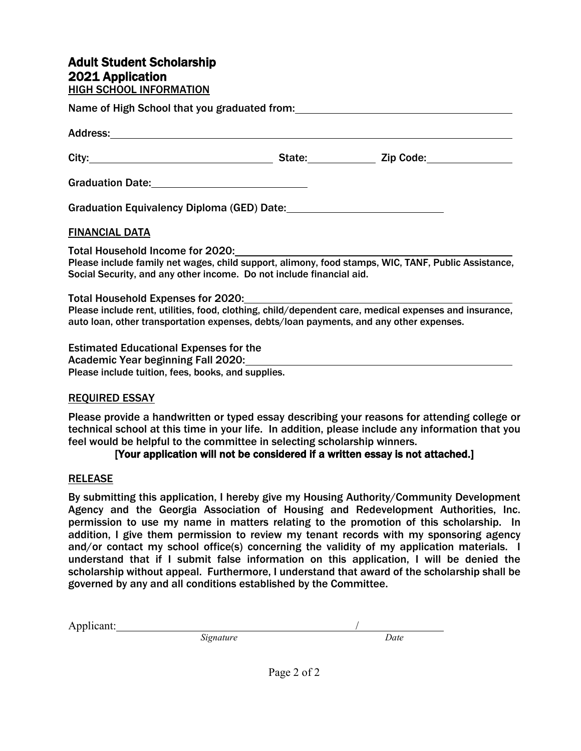# Adult Student Scholarship
# 2021 Application

## HIGH SCHOOL INFORMATION

Name of High School that you graduated from: ____________________

Address: ____________________

City: ____________________ State: __________ Zip Code: __________

Graduation Date: ____________________

Graduation Equivalency Diploma (GED) Date: ____________________

## FINANCIAL DATA

Total Household Income for 2020: ____________________

Please include family net wages, child support, alimony, food stamps, WIC, TANF, Public Assistance, Social Security, and any other income. Do not include financial aid.

Total Household Expenses for 2020: ____________________

Please include rent, utilities, food, clothing, child/dependent care, medical expenses and insurance, auto loan, other transportation expenses, debts/loan payments, and any other expenses.

Estimated Educational Expenses for the Academic Year beginning Fall 2020: ____________________

Please include tuition, fees, books, and supplies.

## REQUIRED ESSAY

Please provide a handwritten or typed essay describing your reasons for attending college or technical school at this time in your life. In addition, please include any information that you feel would be helpful to the committee in selecting scholarship winners.

**[Your application will not be considered if a written essay is not attached.]**

## RELEASE

By submitting this application, I hereby give my Housing Authority/Community Development Agency and the Georgia Association of Housing and Redevelopment Authorities, Inc. permission to use my name in matters relating to the promotion of this scholarship. In addition, I give them permission to review my tenant records with my sponsoring agency and/or contact my school office(s) concerning the validity of my application materials. I understand that if I submit false information on this application, I will be denied the scholarship without appeal. Furthermore, I understand that award of the scholarship shall be governed by any and all conditions established by the Committee.

Applicant: ____________________ / __________

*Signature* *Date*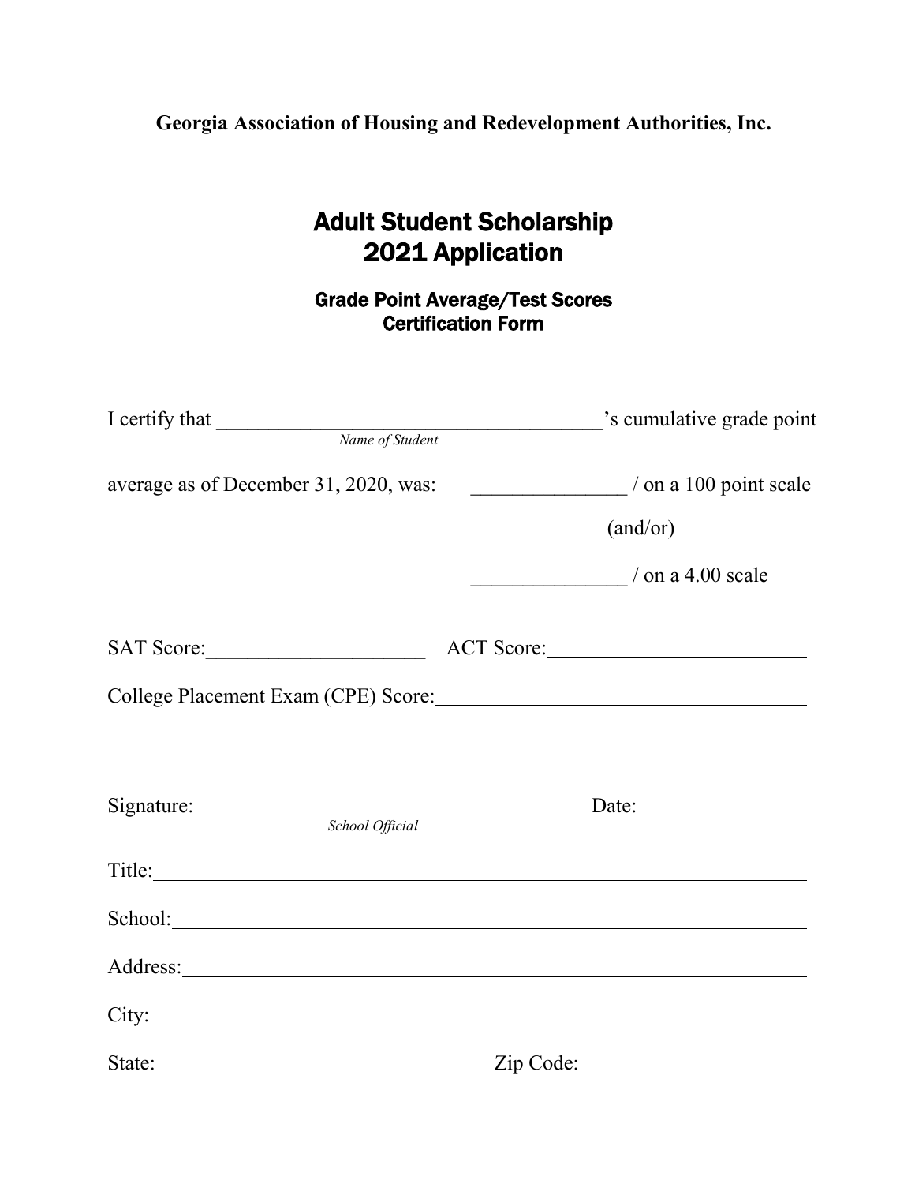**Georgia Association of Housing and Redevelopment Authorities, Inc.**

# Adult Student Scholarship
# 2021 Application

## Grade Point Average/Test Scores
## Certification Form

I certify that ______________________________________’s cumulative grade point
*Name of Student*

average as of December 31, 2020, was: _______________ / on a 100 point scale

(and/or)

_______________ / on a 4.00 scale

SAT Score:_____________________ ACT Score:___________________________

College Placement Exam (CPE) Score:_____________________________________

Signature:_______________________________________Date:________________
*School Official*

Title:______________________________________________________________

School:____________________________________________________________

Address:___________________________________________________________

City:_______________________________________________________________

State:_________________________________ Zip Code:______________________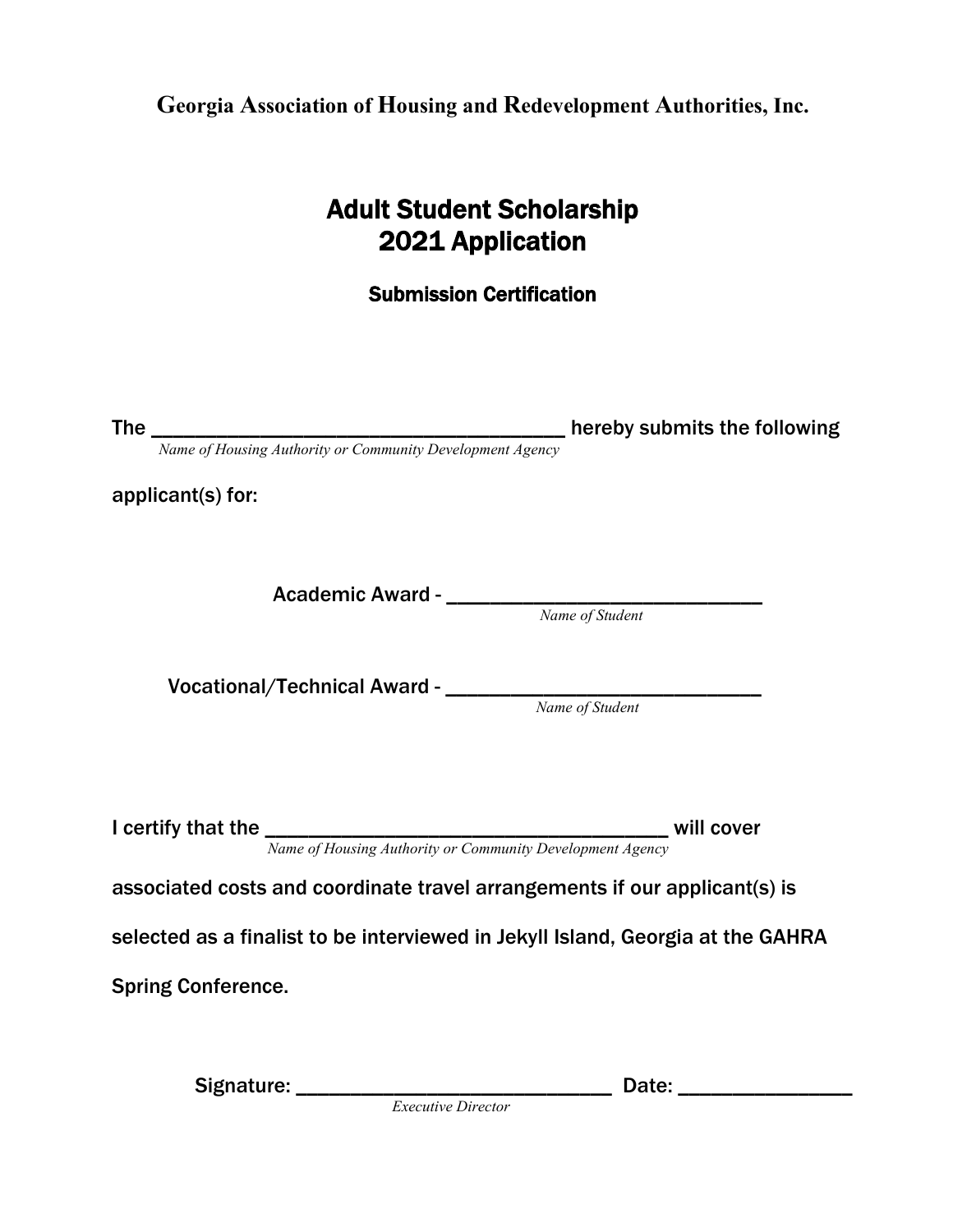**Georgia Association of Housing and Redevelopment Authorities, Inc.**

# Adult Student Scholarship
# 2021 Application

## Submission Certification

The ______________________________________ hereby submits the following
*Name of Housing Authority or Community Development Agency*

applicant(s) for:

Academic Award - ____________________________
*Name of Student*

Vocational/Technical Award - ____________________________
*Name of Student*

I certify that the ____________________________________ will cover
*Name of Housing Authority or Community Development Agency*

associated costs and coordinate travel arrangements if our applicant(s) is selected as a finalist to be interviewed in Jekyll Island, Georgia at the GAHRA Spring Conference.

Signature: ____________________________ Date: _______________
*Executive Director*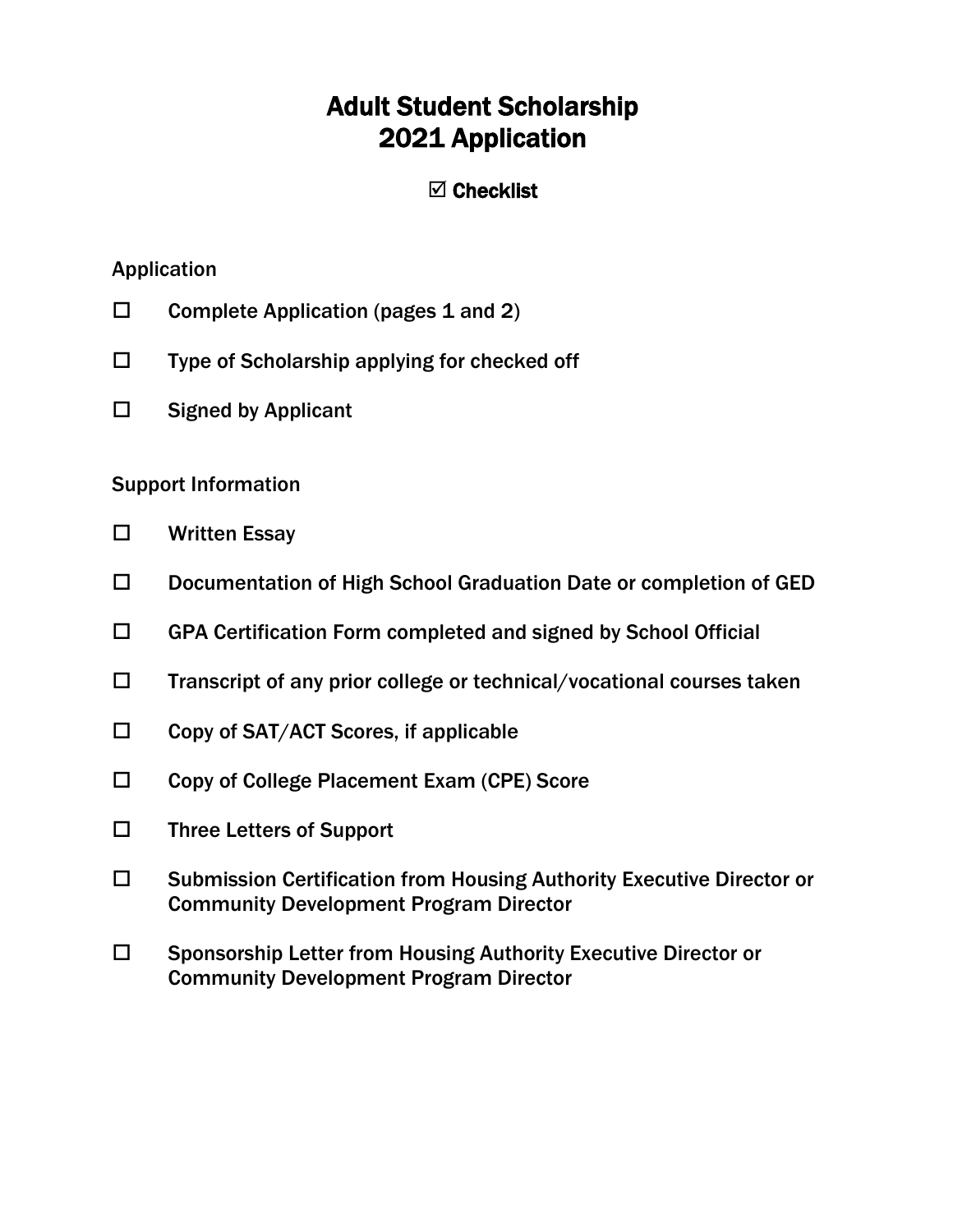# Adult Student Scholarship
# 2021 Application

## ☑ Checklist

Application

- ☐ Complete Application (pages 1 and 2)
- ☐ Type of Scholarship applying for checked off
- ☐ Signed by Applicant

Support Information

- ☐ Written Essay
- ☐ Documentation of High School Graduation Date or completion of GED
- ☐ GPA Certification Form completed and signed by School Official
- ☐ Transcript of any prior college or technical/vocational courses taken
- ☐ Copy of SAT/ACT Scores, if applicable
- ☐ Copy of College Placement Exam (CPE) Score
- ☐ Three Letters of Support
- ☐ Submission Certification from Housing Authority Executive Director or Community Development Program Director
- ☐ Sponsorship Letter from Housing Authority Executive Director or Community Development Program Director